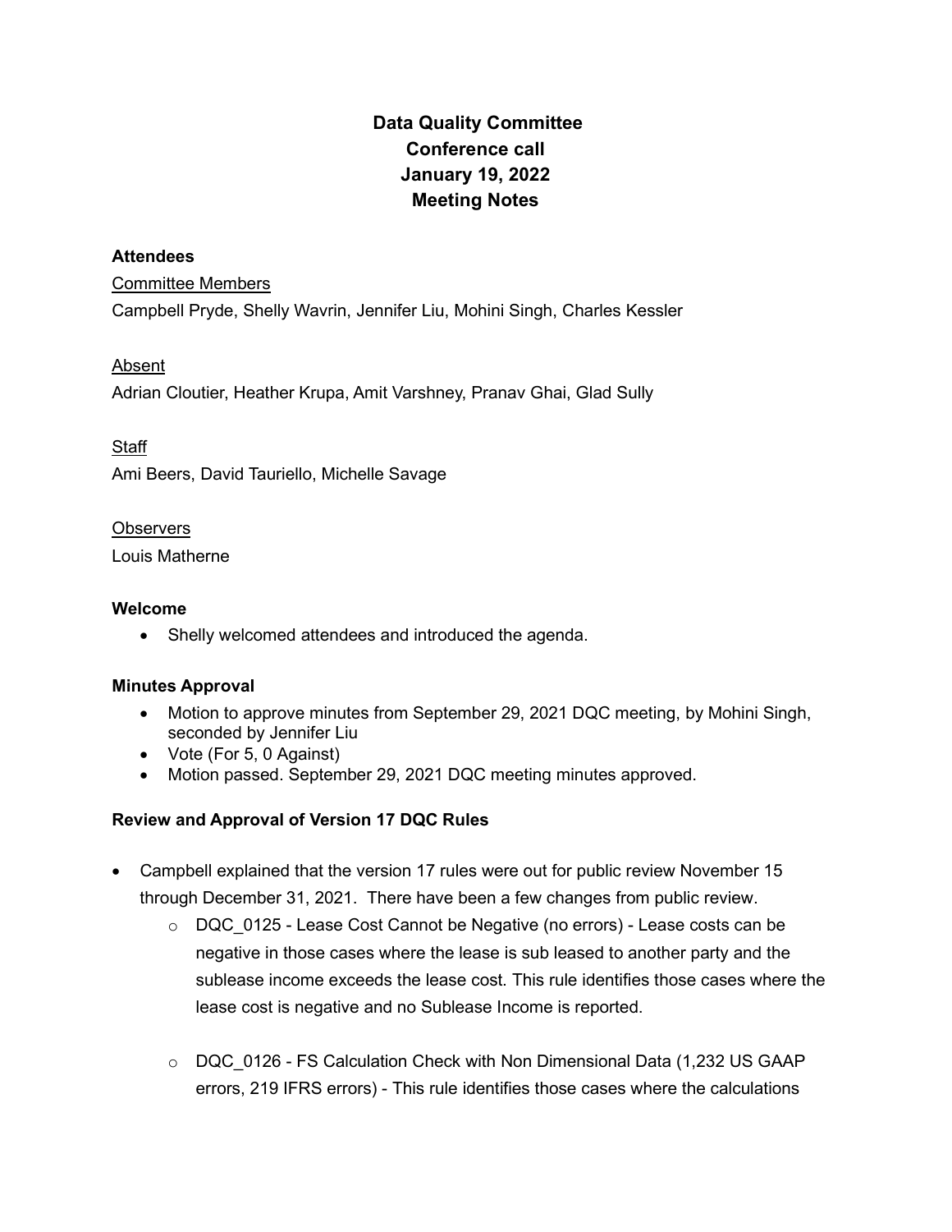# Data Quality Committee
# Conference call
# January 19, 2022
# Meeting Notes

**Attendees**

Committee Members

Campbell Pryde, Shelly Wavrin, Jennifer Liu, Mohini Singh, Charles Kessler

Absent

Adrian Cloutier, Heather Krupa, Amit Varshney, Pranav Ghai, Glad Sully

Staff

Ami Beers, David Tauriello, Michelle Savage

Observers

Louis Matherne

**Welcome**

- Shelly welcomed attendees and introduced the agenda.

**Minutes Approval**

- Motion to approve minutes from September 29, 2021 DQC meeting, by Mohini Singh, seconded by Jennifer Liu
- Vote (For 5, 0 Against)
- Motion passed. September 29, 2021 DQC meeting minutes approved.

**Review and Approval of Version 17 DQC Rules**

- Campbell explained that the version 17 rules were out for public review November 15 through December 31, 2021. There have been a few changes from public review.
    - DQC_0125 - Lease Cost Cannot be Negative (no errors) - Lease costs can be negative in those cases where the lease is sub leased to another party and the sublease income exceeds the lease cost. This rule identifies those cases where the lease cost is negative and no Sublease Income is reported.
    - DQC_0126 - FS Calculation Check with Non Dimensional Data (1,232 US GAAP errors, 219 IFRS errors) - This rule identifies those cases where the calculations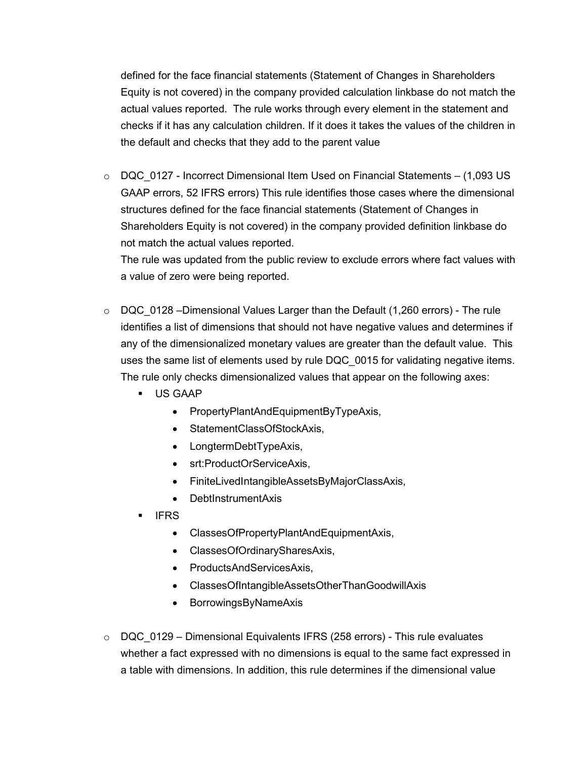defined for the face financial statements (Statement of Changes in Shareholders Equity is not covered) in the company provided calculation linkbase do not match the actual values reported. The rule works through every element in the statement and checks if it has any calculation children. If it does it takes the values of the children in the default and checks that they add to the parent value

- DQC_0127 - Incorrect Dimensional Item Used on Financial Statements – (1,093 US GAAP errors, 52 IFRS errors) This rule identifies those cases where the dimensional structures defined for the face financial statements (Statement of Changes in Shareholders Equity is not covered) in the company provided definition linkbase do not match the actual values reported.
  The rule was updated from the public review to exclude errors where fact values with a value of zero were being reported.

- DQC_0128 –Dimensional Values Larger than the Default (1,260 errors) - The rule identifies a list of dimensions that should not have negative values and determines if any of the dimensionalized monetary values are greater than the default value. This uses the same list of elements used by rule DQC_0015 for validating negative items. The rule only checks dimensionalized values that appear on the following axes:
  - US GAAP
    - PropertyPlantAndEquipmentByTypeAxis,
    - StatementClassOfStockAxis,
    - LongtermDebtTypeAxis,
    - srt:ProductOrServiceAxis,
    - FiniteLivedIntangibleAssetsByMajorClassAxis,
    - DebtInstrumentAxis
  - IFRS
    - ClassesOfPropertyPlantAndEquipmentAxis,
    - ClassesOfOrdinarySharesAxis,
    - ProductsAndServicesAxis,
    - ClassesOfIntangibleAssetsOtherThanGoodwillAxis
    - BorrowingsByNameAxis

- DQC_0129 – Dimensional Equivalents IFRS (258 errors) - This rule evaluates whether a fact expressed with no dimensions is equal to the same fact expressed in a table with dimensions. In addition, this rule determines if the dimensional value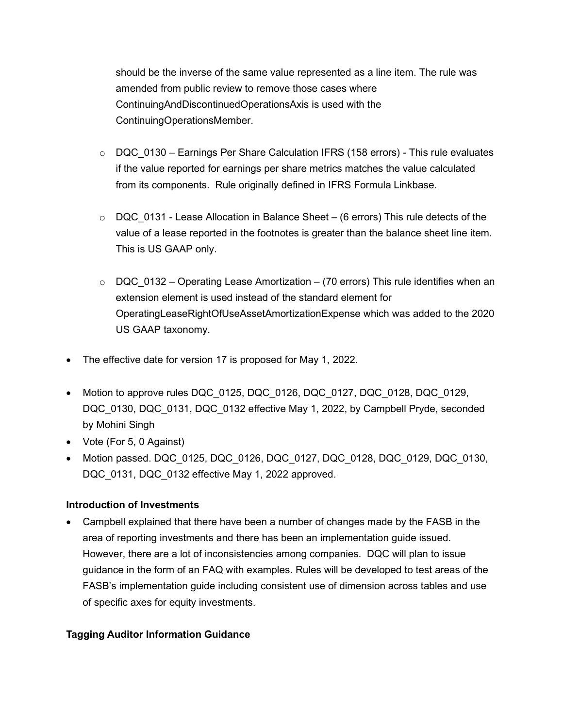should be the inverse of the same value represented as a line item. The rule was amended from public review to remove those cases where ContinuingAndDiscontinuedOperationsAxis is used with the ContinuingOperationsMember.

  - DQC_0130 – Earnings Per Share Calculation IFRS (158 errors) - This rule evaluates if the value reported for earnings per share metrics matches the value calculated from its components. Rule originally defined in IFRS Formula Linkbase.

  - DQC_0131 - Lease Allocation in Balance Sheet – (6 errors) This rule detects of the value of a lease reported in the footnotes is greater than the balance sheet line item. This is US GAAP only.

  - DQC_0132 – Operating Lease Amortization – (70 errors) This rule identifies when an extension element is used instead of the standard element for OperatingLeaseRightOfUseAssetAmortizationExpense which was added to the 2020 US GAAP taxonomy.

- The effective date for version 17 is proposed for May 1, 2022.

- Motion to approve rules DQC_0125, DQC_0126, DQC_0127, DQC_0128, DQC_0129, DQC_0130, DQC_0131, DQC_0132 effective May 1, 2022, by Campbell Pryde, seconded by Mohini Singh
- Vote (For 5, 0 Against)
- Motion passed. DQC_0125, DQC_0126, DQC_0127, DQC_0128, DQC_0129, DQC_0130, DQC_0131, DQC_0132 effective May 1, 2022 approved.

**Introduction of Investments**

- Campbell explained that there have been a number of changes made by the FASB in the area of reporting investments and there has been an implementation guide issued. However, there are a lot of inconsistencies among companies. DQC will plan to issue guidance in the form of an FAQ with examples. Rules will be developed to test areas of the FASB's implementation guide including consistent use of dimension across tables and use of specific axes for equity investments.

**Tagging Auditor Information Guidance**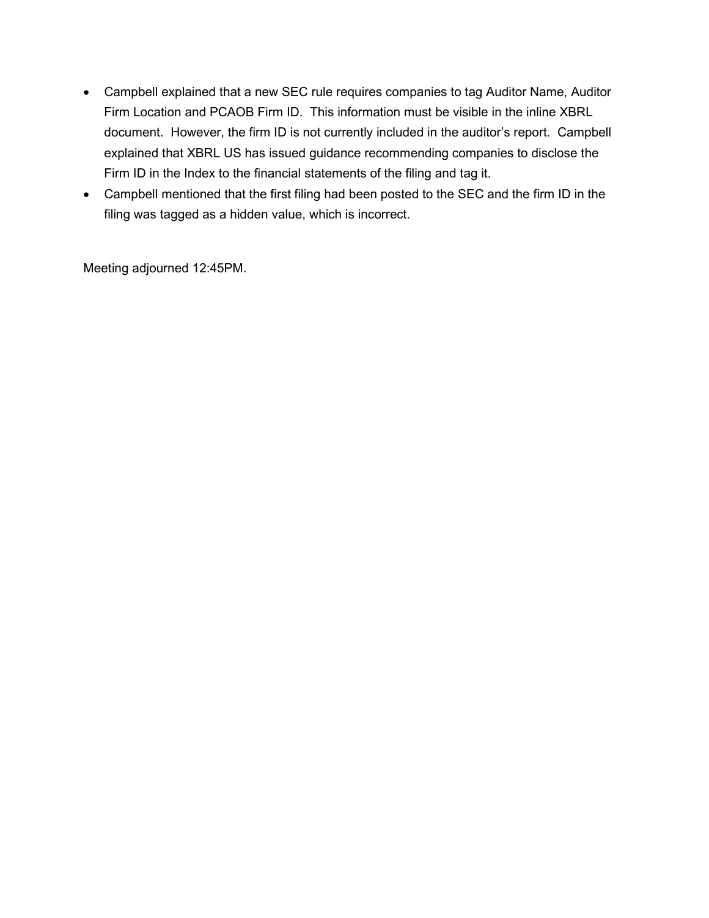- Campbell explained that a new SEC rule requires companies to tag Auditor Name, Auditor Firm Location and PCAOB Firm ID. This information must be visible in the inline XBRL document. However, the firm ID is not currently included in the auditor's report. Campbell explained that XBRL US has issued guidance recommending companies to disclose the Firm ID in the Index to the financial statements of the filing and tag it.
- Campbell mentioned that the first filing had been posted to the SEC and the firm ID in the filing was tagged as a hidden value, which is incorrect.

Meeting adjourned 12:45PM.